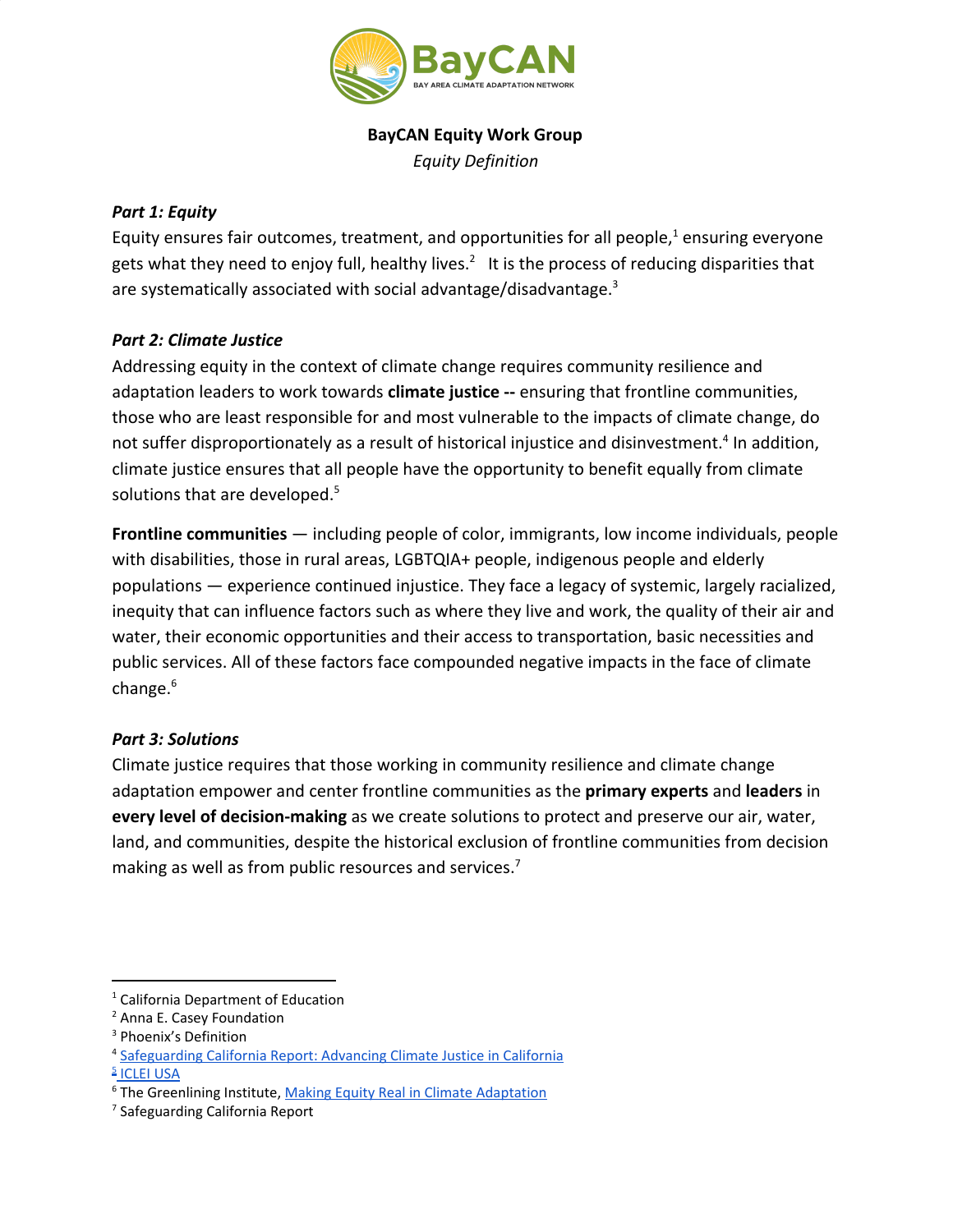**BayCAN Equity Work Group**

*Equity Definition*

***Part 1: Equity***

Equity ensures fair outcomes, treatment, and opportunities for all people,[1] ensuring everyone gets what they need to enjoy full, healthy lives.[2] It is the process of reducing disparities that are systematically associated with social advantage/disadvantage.[3]

***Part 2: Climate Justice***

Addressing equity in the context of climate change requires community resilience and adaptation leaders to work towards **climate justice --** ensuring that frontline communities, those who are least responsible for and most vulnerable to the impacts of climate change, do not suffer disproportionately as a result of historical injustice and disinvestment.[4] In addition, climate justice ensures that all people have the opportunity to benefit equally from climate solutions that are developed.[5]

**Frontline communities** — including people of color, immigrants, low income individuals, people with disabilities, those in rural areas, LGBTQIA+ people, indigenous people and elderly populations — experience continued injustice. They face a legacy of systemic, largely racialized, inequity that can influence factors such as where they live and work, the quality of their air and water, their economic opportunities and their access to transportation, basic necessities and public services. All of these factors face compounded negative impacts in the face of climate change.[6]

***Part 3: Solutions***

Climate justice requires that those working in community resilience and climate change adaptation empower and center frontline communities as the **primary experts** and **leaders** in **every level of decision-making** as we create solutions to protect and preserve our air, water, land, and communities, despite the historical exclusion of frontline communities from decision making as well as from public resources and services.[7]

---

[1] California Department of Education

[2] Anna E. Casey Foundation

[3] Phoenix's Definition

[4] Safeguarding California Report: Advancing Climate Justice in California

[5] ICLEI USA

[6] The Greenlining Institute, Making Equity Real in Climate Adaptation

[7] Safeguarding California Report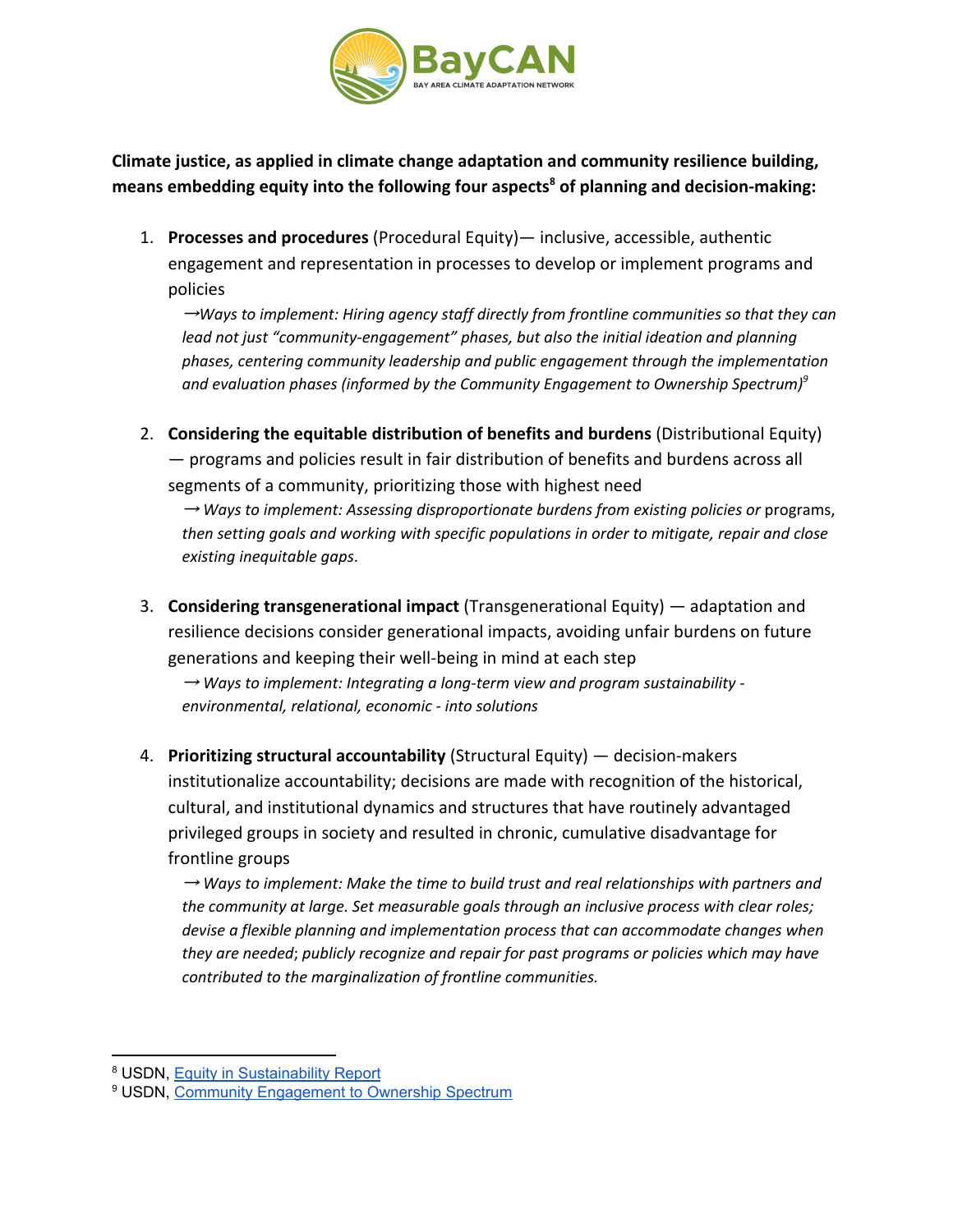**Climate justice, as applied in climate change adaptation and community resilience building, means embedding equity into the following four aspects[8] of planning and decision-making:**

1. **Processes and procedures** (Procedural Equity)— inclusive, accessible, authentic engagement and representation in processes to develop or implement programs and policies
   
   →*Ways to implement: Hiring agency staff directly from frontline communities so that they can lead not just "community-engagement" phases, but also the initial ideation and planning phases, centering community leadership and public engagement through the implementation and evaluation phases (informed by the Community Engagement to Ownership Spectrum)[9]*

2. **Considering the equitable distribution of benefits and burdens** (Distributional Equity) — programs and policies result in fair distribution of benefits and burdens across all segments of a community, prioritizing those with highest need
   
   → *Ways to implement: Assessing disproportionate burdens from existing policies or* programs, *then setting goals and working with specific populations in order to mitigate, repair and close existing inequitable gaps*.

3. **Considering transgenerational impact** (Transgenerational Equity) — adaptation and resilience decisions consider generational impacts, avoiding unfair burdens on future generations and keeping their well-being in mind at each step
   
   → *Ways to implement: Integrating a long-term view and program sustainability - environmental, relational, economic - into solutions*

4. **Prioritizing structural accountability** (Structural Equity) — decision-makers institutionalize accountability; decisions are made with recognition of the historical, cultural, and institutional dynamics and structures that have routinely advantaged privileged groups in society and resulted in chronic, cumulative disadvantage for frontline groups
   
   → *Ways to implement: Make the time to build trust and real relationships with partners and the community at large. Set measurable goals through an inclusive process with clear roles; devise a flexible planning and implementation process that can accommodate changes when they are needed*; *publicly recognize and repair for past programs or policies which may have contributed to the marginalization of frontline communities.*

---

[8] USDN, Equity in Sustainability Report

[9] USDN, Community Engagement to Ownership Spectrum